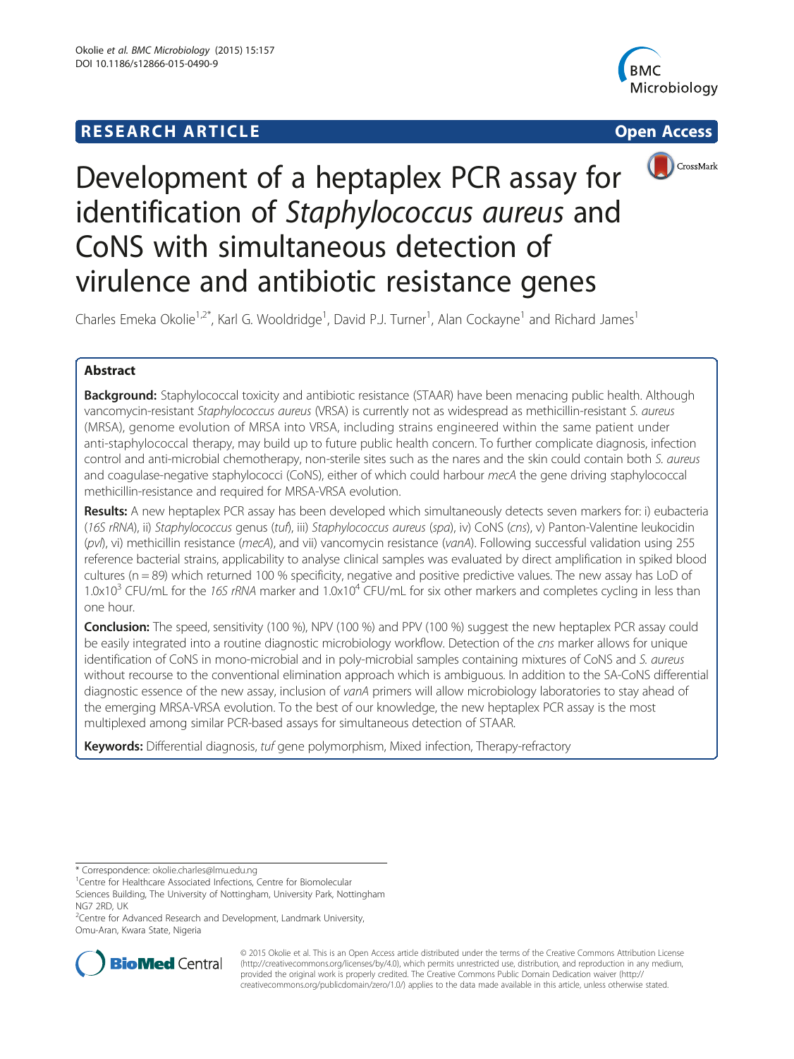RESEARCH ARTICLE **Open Access**

# Development of a heptaplex PCR assay for identification of *Staphylococcus aureus* and CoNS with simultaneous detection of virulence and antibiotic resistance genes

Charles Emeka Okolie[1,2*], Karl G. Wooldridge[1], David P.J. Turner[1], Alan Cockayne[1] and Richard James[1]

## Abstract

**Background:** Staphylococcal toxicity and antibiotic resistance (STAAR) have been menacing public health. Although vancomycin-resistant *Staphylococcus aureus* (VRSA) is currently not as widespread as methicillin-resistant *S. aureus* (MRSA), genome evolution of MRSA into VRSA, including strains engineered within the same patient under anti-staphylococcal therapy, may build up to future public health concern. To further complicate diagnosis, infection control and anti-microbial chemotherapy, non-sterile sites such as the nares and the skin could contain both *S. aureus* and coagulase-negative staphylococci (CoNS), either of which could harbour *mecA* the gene driving staphylococcal methicillin-resistance and required for MRSA-VRSA evolution.

**Results:** A new heptaplex PCR assay has been developed which simultaneously detects seven markers for: i) eubacteria (*16S rRNA*), ii) *Staphylococcus* genus (*tuf*), iii) *Staphylococcus aureus* (*spa*), iv) CoNS (*cns*), v) Panton-Valentine leukocidin (*pvl*), vi) methicillin resistance (*mecA*), and vii) vancomycin resistance (*vanA*). Following successful validation using 255 reference bacterial strains, applicability to analyse clinical samples was evaluated by direct amplification in spiked blood cultures (n = 89) which returned 100 % specificity, negative and positive predictive values. The new assay has LoD of $1.0 \times 10^3$ CFU/mL for the *16S rRNA* marker and $1.0 \times 10^4$ CFU/mL for six other markers and completes cycling in less than one hour.

**Conclusion:** The speed, sensitivity (100 %), NPV (100 %) and PPV (100 %) suggest the new heptaplex PCR assay could be easily integrated into a routine diagnostic microbiology workflow. Detection of the *cns* marker allows for unique identification of CoNS in mono-microbial and in poly-microbial samples containing mixtures of CoNS and *S. aureus* without recourse to the conventional elimination approach which is ambiguous. In addition to the SA-CoNS differential diagnostic essence of the new assay, inclusion of *vanA* primers will allow microbiology laboratories to stay ahead of the emerging MRSA-VRSA evolution. To the best of our knowledge, the new heptaplex PCR assay is the most multiplexed among similar PCR-based assays for simultaneous detection of STAAR.

**Keywords:** Differential diagnosis, *tuf* gene polymorphism, Mixed infection, Therapy-refractory

---

\* Correspondence: okolie.charles@lmu.edu.ng

[1]Centre for Healthcare Associated Infections, Centre for Biomolecular Sciences Building, The University of Nottingham, University Park, Nottingham NG7 2RD, UK

[2]Centre for Advanced Research and Development, Landmark University, Omu-Aran, Kwara State, Nigeria

© 2015 Okolie et al. This is an Open Access article distributed under the terms of the Creative Commons Attribution License (http://creativecommons.org/licenses/by/4.0), which permits unrestricted use, distribution, and reproduction in any medium, provided the original work is properly credited. The Creative Commons Public Domain Dedication waiver (http://creativecommons.org/publicdomain/zero/1.0/) applies to the data made available in this article, unless otherwise stated.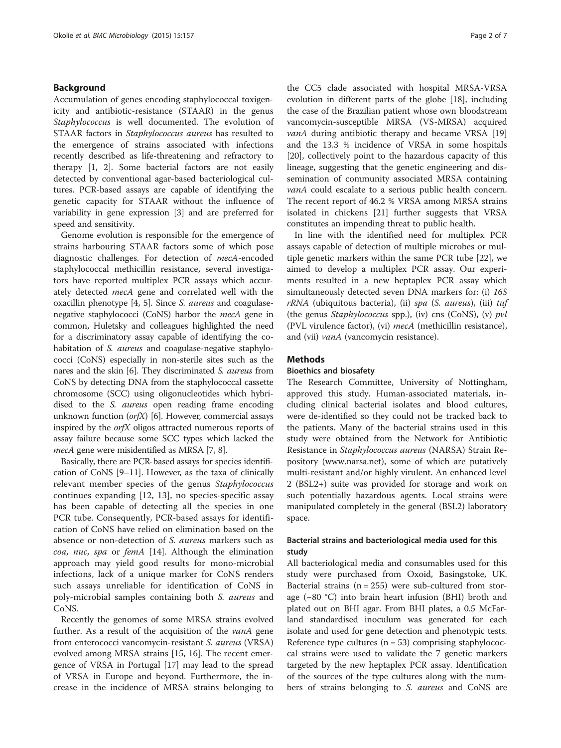## Background

Accumulation of genes encoding staphylococcal toxigenicity and antibiotic-resistance (STAAR) in the genus *Staphylococcus* is well documented. The evolution of STAAR factors in *Staphylococcus aureus* has resulted to the emergence of strains associated with infections recently described as life-threatening and refractory to therapy [1, 2]. Some bacterial factors are not easily detected by conventional agar-based bacteriological cultures. PCR-based assays are capable of identifying the genetic capacity for STAAR without the influence of variability in gene expression [3] and are preferred for speed and sensitivity.

Genome evolution is responsible for the emergence of strains harbouring STAAR factors some of which pose diagnostic challenges. For detection of *mecA*-encoded staphylococcal methicillin resistance, several investigators have reported multiplex PCR assays which accurately detected *mecA* gene and correlated well with the oxacillin phenotype [4, 5]. Since *S. aureus* and coagulase-negative staphylococci (CoNS) harbor the *mecA* gene in common, Huletsky and colleagues highlighted the need for a discriminatory assay capable of identifying the co-habitation of *S. aureus* and coagulase-negative staphylococci (CoNS) especially in non-sterile sites such as the nares and the skin [6]. They discriminated *S. aureus* from CoNS by detecting DNA from the staphylococcal cassette chromosome (SCC) using oligonucleotides which hybridised to the *S. aureus* open reading frame encoding unknown function (*orfX*) [6]. However, commercial assays inspired by the *orfX* oligos attracted numerous reports of assay failure because some SCC types which lacked the *mecA* gene were misidentified as MRSA [7, 8].

Basically, there are PCR-based assays for species identification of CoNS [9–11]. However, as the taxa of clinically relevant member species of the genus *Staphylococcus* continues expanding [12, 13], no species-specific assay has been capable of detecting all the species in one PCR tube. Consequently, PCR-based assays for identification of CoNS have relied on elimination based on the absence or non-detection of *S. aureus* markers such as *coa, nuc, spa* or *femA* [14]. Although the elimination approach may yield good results for mono-microbial infections, lack of a unique marker for CoNS renders such assays unreliable for identification of CoNS in poly-microbial samples containing both *S. aureus* and CoNS.

Recently the genomes of some MRSA strains evolved further. As a result of the acquisition of the *vanA* gene from enterococci vancomycin-resistant *S. aureus* (VRSA) evolved among MRSA strains [15, 16]. The recent emergence of VRSA in Portugal [17] may lead to the spread of VRSA in Europe and beyond. Furthermore, the increase in the incidence of MRSA strains belonging to the CC5 clade associated with hospital MRSA-VRSA evolution in different parts of the globe [18], including the case of the Brazilian patient whose own bloodstream vancomycin-susceptible MRSA (VS-MRSA) acquired *vanA* during antibiotic therapy and became VRSA [19] and the 13.3 % incidence of VRSA in some hospitals [20], collectively point to the hazardous capacity of this lineage, suggesting that the genetic engineering and dissemination of community associated MRSA containing *vanA* could escalate to a serious public health concern. The recent report of 46.2 % VRSA among MRSA strains isolated in chickens [21] further suggests that VRSA constitutes an impending threat to public health.

In line with the identified need for multiplex PCR assays capable of detection of multiple microbes or multiple genetic markers within the same PCR tube [22], we aimed to develop a multiplex PCR assay. Our experiments resulted in a new heptaplex PCR assay which simultaneously detected seven DNA markers for: (i) *16S rRNA* (ubiquitous bacteria), (ii) *spa* (*S. aureus*), (iii) *tuf* (the genus *Staphylococcus* spp.), (iv) cns (CoNS), (v) *pvl* (PVL virulence factor), (vi) *mecA* (methicillin resistance), and (vii) *vanA* (vancomycin resistance).

## Methods

### Bioethics and biosafety

The Research Committee, University of Nottingham, approved this study. Human-associated materials, including clinical bacterial isolates and blood cultures, were de-identified so they could not be tracked back to the patients. Many of the bacterial strains used in this study were obtained from the Network for Antibiotic Resistance in *Staphylococcus aureus* (NARSA) Strain Repository (www.narsa.net), some of which are putatively multi-resistant and/or highly virulent. An enhanced level 2 (BSL2+) suite was provided for storage and work on such potentially hazardous agents. Local strains were manipulated completely in the general (BSL2) laboratory space.

### Bacterial strains and bacteriological media used for this study

All bacteriological media and consumables used for this study were purchased from Oxoid, Basingstoke, UK. Bacterial strains (n = 255) were sub-cultured from storage (−80 °C) into brain heart infusion (BHI) broth and plated out on BHI agar. From BHI plates, a 0.5 McFarland standardised inoculum was generated for each isolate and used for gene detection and phenotypic tests. Reference type cultures (n = 53) comprising staphylococcal strains were used to validate the 7 genetic markers targeted by the new heptaplex PCR assay. Identification of the sources of the type cultures along with the numbers of strains belonging to *S. aureus* and CoNS are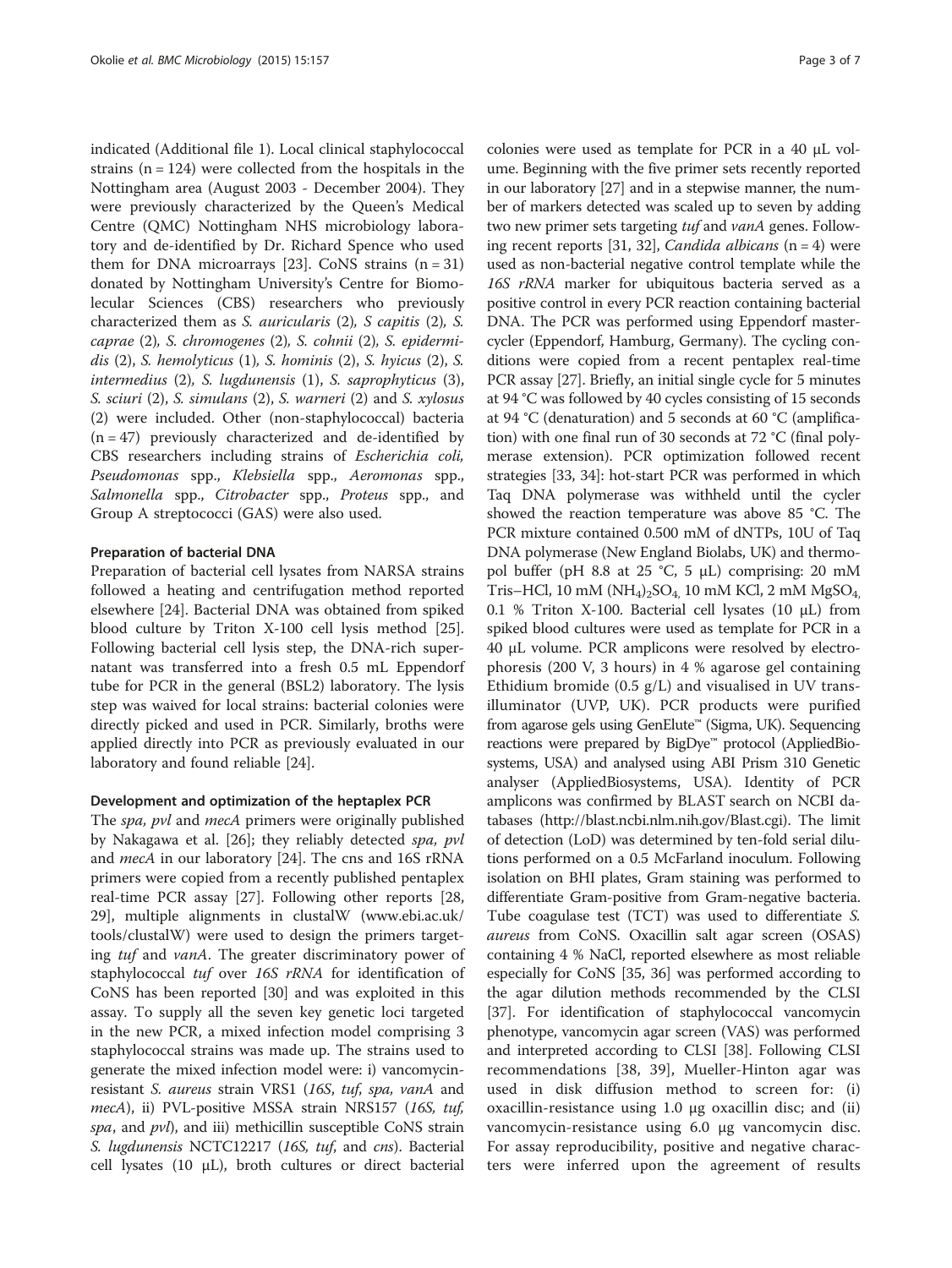indicated (Additional file 1). Local clinical staphylococcal strains (n = 124) were collected from the hospitals in the Nottingham area (August 2003 - December 2004). They were previously characterized by the Queen's Medical Centre (QMC) Nottingham NHS microbiology laboratory and de-identified by Dr. Richard Spence who used them for DNA microarrays [23]. CoNS strains (n = 31) donated by Nottingham University's Centre for Biomolecular Sciences (CBS) researchers who previously characterized them as *S. auricularis* (2)*, S capitis* (2)*, S. caprae* (2)*, S. chromogenes* (2)*, S. cohnii* (2)*, S. epidermidis* (2)*, S. hemolyticus* (1)*, S. hominis* (2)*, S. hyicus* (2)*, S. intermedius* (2)*, S. lugdunensis* (1)*, S. saprophyticus* (3)*, S. sciuri* (2)*, S. simulans* (2)*, S. warneri* (2) and *S. xylosus* (2) were included. Other (non-staphylococcal) bacteria (n = 47) previously characterized and de-identified by CBS researchers including strains of *Escherichia coli, Pseudomonas* spp.*, Klebsiella* spp.*, Aeromonas* spp.*, Salmonella* spp.*, Citrobacter* spp.*, Proteus* spp., and Group A streptococci (GAS) were also used.

### Preparation of bacterial DNA

Preparation of bacterial cell lysates from NARSA strains followed a heating and centrifugation method reported elsewhere [24]. Bacterial DNA was obtained from spiked blood culture by Triton X-100 cell lysis method [25]. Following bacterial cell lysis step, the DNA-rich supernatant was transferred into a fresh 0.5 mL Eppendorf tube for PCR in the general (BSL2) laboratory. The lysis step was waived for local strains: bacterial colonies were directly picked and used in PCR. Similarly, broths were applied directly into PCR as previously evaluated in our laboratory and found reliable [24].

### Development and optimization of the heptaplex PCR

The *spa, pvl* and *mecA* primers were originally published by Nakagawa et al. [26]; they reliably detected *spa, pvl* and *mecA* in our laboratory [24]. The cns and 16S rRNA primers were copied from a recently published pentaplex real-time PCR assay [27]. Following other reports [28, 29], multiple alignments in clustalW (www.ebi.ac.uk/tools/clustalW) were used to design the primers targeting *tuf* and *vanA*. The greater discriminatory power of staphylococcal *tuf* over *16S rRNA* for identification of CoNS has been reported [30] and was exploited in this assay. To supply all the seven key genetic loci targeted in the new PCR, a mixed infection model comprising 3 staphylococcal strains was made up. The strains used to generate the mixed infection model were: i) vancomycin-resistant *S. aureus* strain VRS1 (*16S*, *tuf*, *spa*, *vanA* and *mecA*), ii) PVL-positive MSSA strain NRS157 (*16S, tuf, spa*, and *pvl*), and iii) methicillin susceptible CoNS strain *S. lugdunensis* NCTC12217 (*16S, tuf*, and *cns*). Bacterial cell lysates (10 μL), broth cultures or direct bacterial colonies were used as template for PCR in a 40 μL volume. Beginning with the five primer sets recently reported in our laboratory [27] and in a stepwise manner, the number of markers detected was scaled up to seven by adding two new primer sets targeting *tuf* and *vanA* genes. Following recent reports [31, 32], *Candida albicans* (n = 4) were used as non-bacterial negative control template while the *16S rRNA* marker for ubiquitous bacteria served as a positive control in every PCR reaction containing bacterial DNA. The PCR was performed using Eppendorf mastercycler (Eppendorf, Hamburg, Germany). The cycling conditions were copied from a recent pentaplex real-time PCR assay [27]. Briefly, an initial single cycle for 5 minutes at 94 °C was followed by 40 cycles consisting of 15 seconds at 94 °C (denaturation) and 5 seconds at 60 °C (amplification) with one final run of 30 seconds at 72 °C (final polymerase extension). PCR optimization followed recent strategies [33, 34]: hot-start PCR was performed in which Taq DNA polymerase was withheld until the cycler showed the reaction temperature was above 85 °C. The PCR mixture contained 0.500 mM of dNTPs, 10U of Taq DNA polymerase (New England Biolabs, UK) and thermopol buffer (pH 8.8 at 25 °C, 5 μL) comprising: 20 mM Tris–HCl, 10 mM $(NH_4)_2SO_4$, 10 mM KCl, 2 mM $MgSO_4$, 0.1 % Triton X-100. Bacterial cell lysates (10 μL) from spiked blood cultures were used as template for PCR in a 40 μL volume. PCR amplicons were resolved by electrophoresis (200 V, 3 hours) in 4 % agarose gel containing Ethidium bromide (0.5 g/L) and visualised in UV transilluminator (UVP, UK). PCR products were purified from agarose gels using GenElute™ (Sigma, UK). Sequencing reactions were prepared by BigDye™ protocol (AppliedBiosystems, USA) and analysed using ABI Prism 310 Genetic analyser (AppliedBiosystems, USA). Identity of PCR amplicons was confirmed by BLAST search on NCBI databases (http://blast.ncbi.nlm.nih.gov/Blast.cgi). The limit of detection (LoD) was determined by ten-fold serial dilutions performed on a 0.5 McFarland inoculum. Following isolation on BHI plates, Gram staining was performed to differentiate Gram-positive from Gram-negative bacteria. Tube coagulase test (TCT) was used to differentiate *S. aureus* from CoNS. Oxacillin salt agar screen (OSAS) containing 4 % NaCl, reported elsewhere as most reliable especially for CoNS [35, 36] was performed according to the agar dilution methods recommended by the CLSI [37]. For identification of staphylococcal vancomycin phenotype, vancomycin agar screen (VAS) was performed and interpreted according to CLSI [38]. Following CLSI recommendations [38, 39], Mueller-Hinton agar was used in disk diffusion method to screen for: (i) oxacillin-resistance using 1.0 μg oxacillin disc; and (ii) vancomycin-resistance using 6.0 μg vancomycin disc. For assay reproducibility, positive and negative characters were inferred upon the agreement of results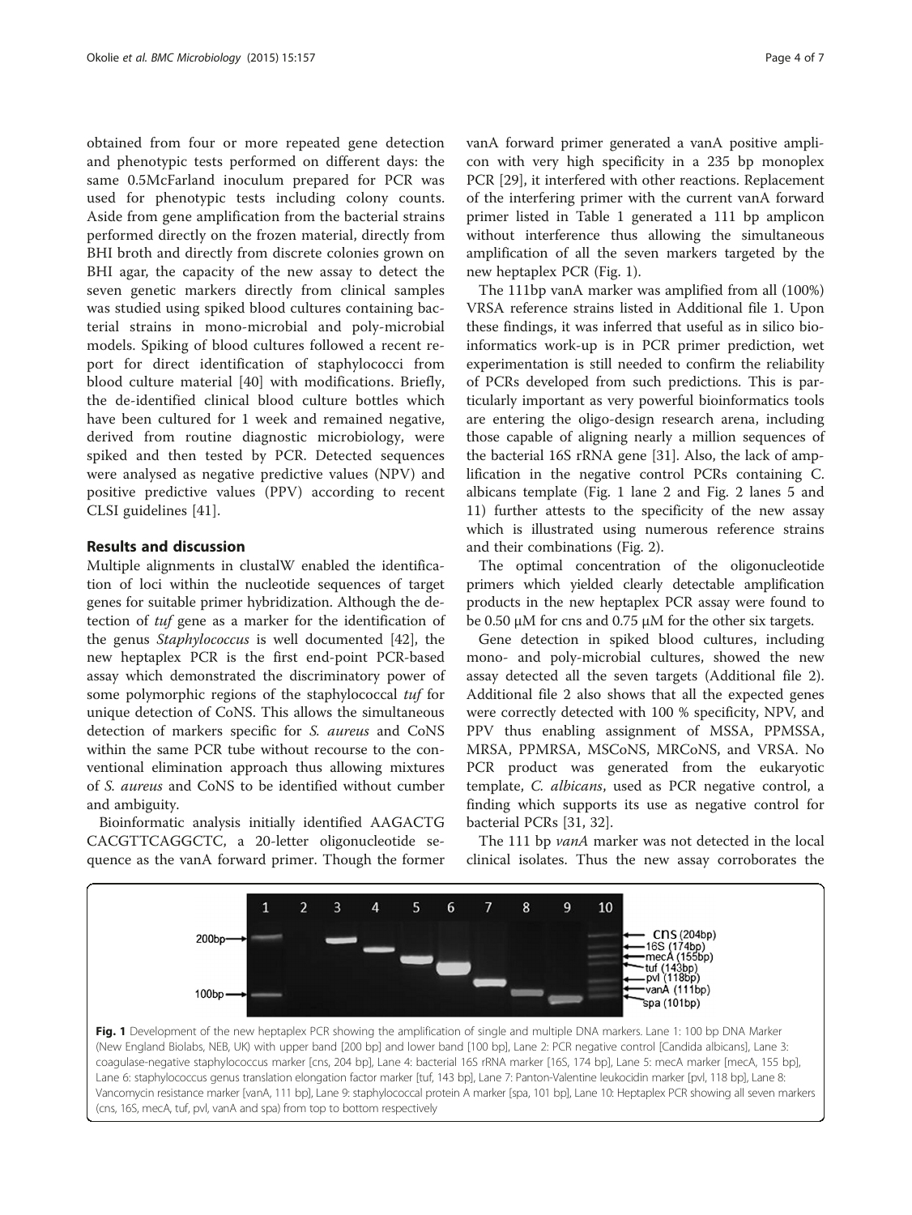obtained from four or more repeated gene detection and phenotypic tests performed on different days: the same 0.5McFarland inoculum prepared for PCR was used for phenotypic tests including colony counts. Aside from gene amplification from the bacterial strains performed directly on the frozen material, directly from BHI broth and directly from discrete colonies grown on BHI agar, the capacity of the new assay to detect the seven genetic markers directly from clinical samples was studied using spiked blood cultures containing bacterial strains in mono-microbial and poly-microbial models. Spiking of blood cultures followed a recent report for direct identification of staphylococci from blood culture material [40] with modifications. Briefly, the de-identified clinical blood culture bottles which have been cultured for 1 week and remained negative, derived from routine diagnostic microbiology, were spiked and then tested by PCR. Detected sequences were analysed as negative predictive values (NPV) and positive predictive values (PPV) according to recent CLSI guidelines [41].

## Results and discussion

Multiple alignments in clustalW enabled the identification of loci within the nucleotide sequences of target genes for suitable primer hybridization. Although the detection of *tuf* gene as a marker for the identification of the genus *Staphylococcus* is well documented [42], the new heptaplex PCR is the first end-point PCR-based assay which demonstrated the discriminatory power of some polymorphic regions of the staphylococcal *tuf* for unique detection of CoNS. This allows the simultaneous detection of markers specific for *S. aureus* and CoNS within the same PCR tube without recourse to the conventional elimination approach thus allowing mixtures of *S. aureus* and CoNS to be identified without cumber and ambiguity.

Bioinformatic analysis initially identified AAGACTG CACGTTCAGGCTC, a 20-letter oligonucleotide sequence as the vanA forward primer. Though the former vanA forward primer generated a vanA positive amplicon with very high specificity in a 235 bp monoplex PCR [29], it interfered with other reactions. Replacement of the interfering primer with the current vanA forward primer listed in Table 1 generated a 111 bp amplicon without interference thus allowing the simultaneous amplification of all the seven markers targeted by the new heptaplex PCR (Fig. 1).

The 111bp vanA marker was amplified from all (100%) VRSA reference strains listed in Additional file 1. Upon these findings, it was inferred that useful as in silico bioinformatics work-up is in PCR primer prediction, wet experimentation is still needed to confirm the reliability of PCRs developed from such predictions. This is particularly important as very powerful bioinformatics tools are entering the oligo-design research arena, including those capable of aligning nearly a million sequences of the bacterial 16S rRNA gene [31]. Also, the lack of amplification in the negative control PCRs containing C. albicans template (Fig. 1 lane 2 and Fig. 2 lanes 5 and 11) further attests to the specificity of the new assay which is illustrated using numerous reference strains and their combinations (Fig. 2).

The optimal concentration of the oligonucleotide primers which yielded clearly detectable amplification products in the new heptaplex PCR assay were found to be 0.50 μM for cns and 0.75 μM for the other six targets.

Gene detection in spiked blood cultures, including mono- and poly-microbial cultures, showed the new assay detected all the seven targets (Additional file 2). Additional file 2 also shows that all the expected genes were correctly detected with 100 % specificity, NPV, and PPV thus enabling assignment of MSSA, PPMSSA, MRSA, PPMRSA, MSCoNS, MRCoNS, and VRSA. No PCR product was generated from the eukaryotic template, *C. albicans*, used as PCR negative control, a finding which supports its use as negative control for bacterial PCRs [31, 32].

The 111 bp *vanA* marker was not detected in the local clinical isolates. Thus the new assay corroborates the

**Fig. 1** Development of the new heptaplex PCR showing the amplification of single and multiple DNA markers. Lane 1: 100 bp DNA Marker (New England Biolabs, NEB, UK) with upper band [200 bp] and lower band [100 bp], Lane 2: PCR negative control [Candida albicans], Lane 3: coagulase-negative staphylococcus marker [cns, 204 bp], Lane 4: bacterial 16S rRNA marker [16S, 174 bp], Lane 5: mecA marker [mecA, 155 bp], Lane 6: staphylococcus genus translation elongation factor marker [tuf, 143 bp], Lane 7: Panton-Valentine leukocidin marker [pvl, 118 bp], Lane 8: Vancomycin resistance marker [vanA, 111 bp], Lane 9: staphylococcal protein A marker [spa, 101 bp], Lane 10: Heptaplex PCR showing all seven markers (cns, 16S, mecA, tuf, pvl, vanA and spa) from top to bottom respectively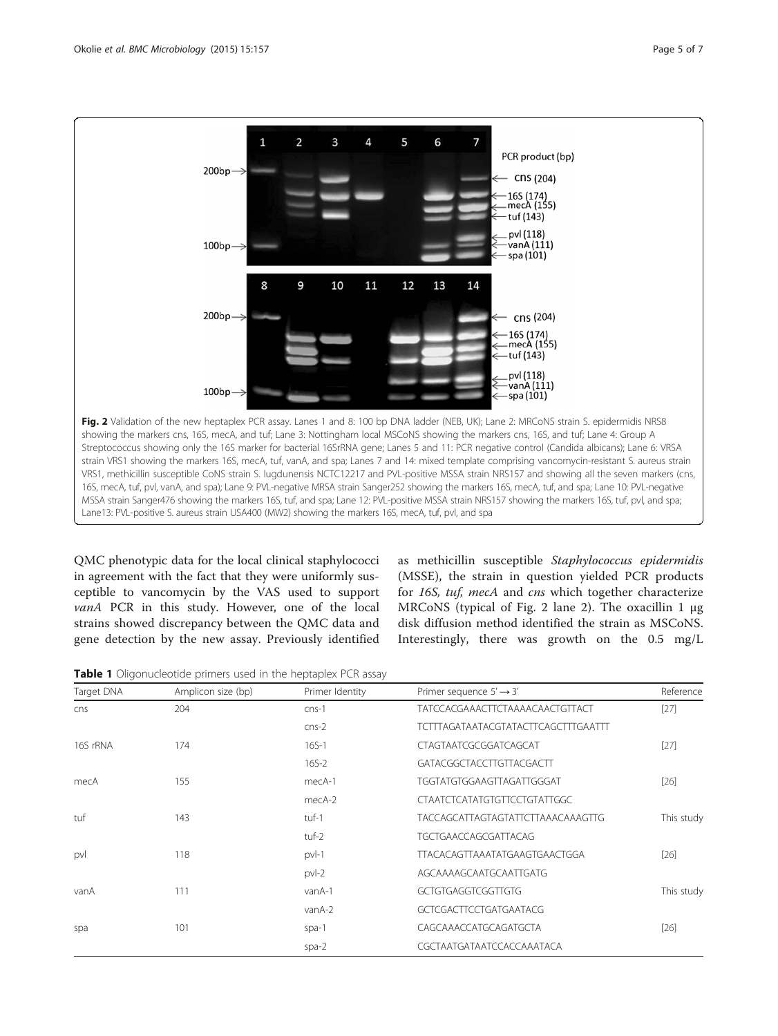**Fig. 2** Validation of the new heptaplex PCR assay. Lanes 1 and 8: 100 bp DNA ladder (NEB, UK); Lane 2: MRCoNS strain S. epidermidis NRS8 showing the markers cns, 16S, mecA, and tuf; Lane 3: Nottingham local MSCoNS showing the markers cns, 16S, and tuf; Lane 4: Group A Streptococcus showing only the 16S marker for bacterial 16SrRNA gene; Lanes 5 and 11: PCR negative control (Candida albicans); Lane 6: VRSA strain VRS1 showing the markers 16S, mecA, tuf, vanA, and spa; Lanes 7 and 14: mixed template comprising vancomycin-resistant S. aureus strain VRS1, methicillin susceptible CoNS strain S. lugdunensis NCTC12217 and PVL-positive MSSA strain NRS157 and showing all the seven markers (cns, 16S, mecA, tuf, pvl, vanA, and spa); Lane 9: PVL-negative MRSA strain Sanger252 showing the markers 16S, mecA, tuf, and spa; Lane 10: PVL-negative MSSA strain Sanger476 showing the markers 16S, tuf, and spa; Lane 12: PVL-positive MSSA strain NRS157 showing the markers 16S, tuf, pvl, and spa; Lane13: PVL-positive S. aureus strain USA400 (MW2) showing the markers 16S, mecA, tuf, pvl, and spa

QMC phenotypic data for the local clinical staphylococci in agreement with the fact that they were uniformly susceptible to vancomycin by the VAS used to support *vanA* PCR in this study. However, one of the local strains showed discrepancy between the QMC data and gene detection by the new assay. Previously identified as methicillin susceptible *Staphylococcus epidermidis* (MSSE), the strain in question yielded PCR products for *16S, tuf, mecA* and *cns* which together characterize MRCoNS (typical of Fig. 2 lane 2). The oxacillin 1 μg disk diffusion method identified the strain as MSCoNS. Interestingly, there was growth on the 0.5 mg/L

**Table 1** Oligonucleotide primers used in the heptaplex PCR assay

| Target DNA | Amplicon size (bp) | Primer Identity | Primer sequence 5′ → 3′ | Reference |
|---|---|---|---|---|
| cns | 204 | cns-1 | TATCCACGAAACTTCTAAAACAACTGTTACT | [27] |
| | | cns-2 | TCTTTAGATAATACGTATACTTCAGCTTTGAATTT | |
| 16S rRNA | 174 | 16S-1 | CTAGTAATCGCGGATCAGCAT | [27] |
| | | 16S-2 | GATACGGCTACCTTGTTACGACTT | |
| mecA | 155 | mecA-1 | TGGTATGTGGAAGTTAGATTGGGAT | [26] |
| | | mecA-2 | CTAATCTCATATGTGTTCCTGTATTGGC | |
| tuf | 143 | tuf-1 | TACCAGCATTAGTAGTATTCTTAAACAAAGTTG | This study |
| | | tuf-2 | TGCTGAACCAGCGATTACAG | |
| pvl | 118 | pvl-1 | TTACACAGTTAAATATGAAGTGAACTGGA | [26] |
| | | pvl-2 | AGCAAAAGCAATGCAATTGATG | |
| vanA | 111 | vanA-1 | GCTGTGAGGTCGGTTGTG | This study |
| | | vanA-2 | GCTCGACTTCCTGATGAATACG | |
| spa | 101 | spa-1 | CAGCAAACCATGCAGATGCTA | [26] |
| | | spa-2 | CGCTAATGATAATCCACCAAATACA | |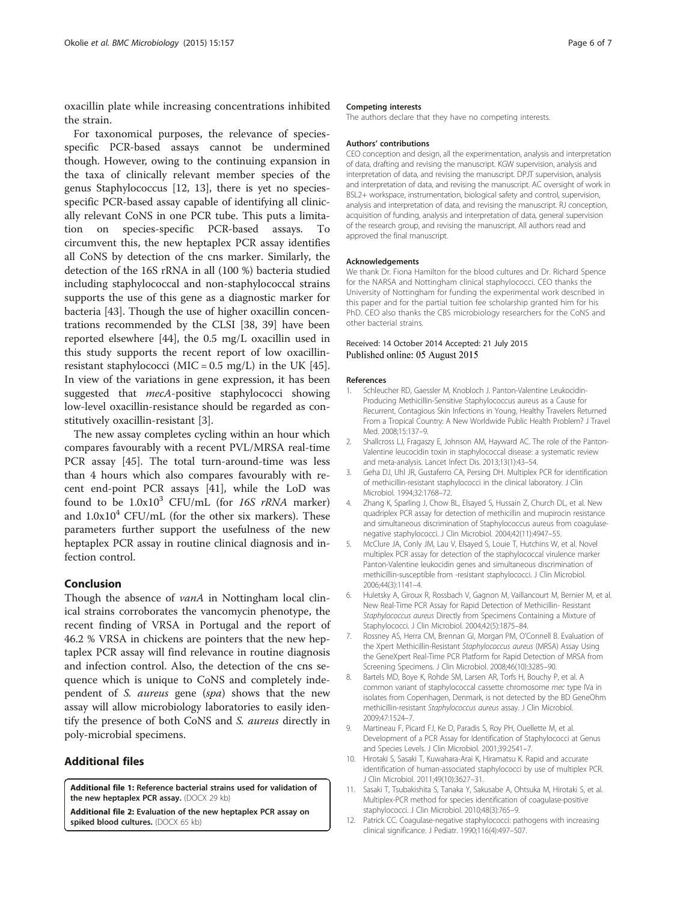oxacillin plate while increasing concentrations inhibited the strain.

For taxonomical purposes, the relevance of species-specific PCR-based assays cannot be undermined though. However, owing to the continuing expansion in the taxa of clinically relevant member species of the genus Staphylococcus [12, 13], there is yet no species-specific PCR-based assay capable of identifying all clinically relevant CoNS in one PCR tube. This puts a limitation on species-specific PCR-based assays. To circumvent this, the new heptaplex PCR assay identifies all CoNS by detection of the cns marker. Similarly, the detection of the 16S rRNA in all (100 %) bacteria studied including staphylococcal and non-staphylococcal strains supports the use of this gene as a diagnostic marker for bacteria [43]. Though the use of higher oxacillin concentrations recommended by the CLSI [38, 39] have been reported elsewhere [44], the 0.5 mg/L oxacillin used in this study supports the recent report of low oxacillin-resistant staphylococci (MIC = 0.5 mg/L) in the UK [45]. In view of the variations in gene expression, it has been suggested that *mecA*-positive staphylococci showing low-level oxacillin-resistance should be regarded as constitutively oxacillin-resistant [3].

The new assay completes cycling within an hour which compares favourably with a recent PVL/MRSA real-time PCR assay [45]. The total turn-around-time was less than 4 hours which also compares favourably with recent end-point PCR assays [41], while the LoD was found to be $1.0 \times 10^3$ CFU/mL (for *16S rRNA* marker) and $1.0 \times 10^4$ CFU/mL (for the other six markers). These parameters further support the usefulness of the new heptaplex PCR assay in routine clinical diagnosis and infection control.

## Conclusion

Though the absence of *vanA* in Nottingham local clinical strains corroborates the vancomycin phenotype, the recent finding of VRSA in Portugal and the report of 46.2 % VRSA in chickens are pointers that the new heptaplex PCR assay will find relevance in routine diagnosis and infection control. Also, the detection of the cns sequence which is unique to CoNS and completely independent of *S. aureus* gene (*spa*) shows that the new assay will allow microbiology laboratories to easily identify the presence of both CoNS and *S. aureus* directly in poly-microbial specimens.

## Additional files

**Additional file 1: Reference bacterial strains used for validation of the new heptaplex PCR assay.** (DOCX 29 kb)

**Additional file 2: Evaluation of the new heptaplex PCR assay on spiked blood cultures.** (DOCX 65 kb)

#### Competing interests

The authors declare that they have no competing interests.

#### Authors' contributions

CEO conception and design, all the experimentation, analysis and interpretation of data, drafting and revising the manuscript. KGW supervision, analysis and interpretation of data, and revising the manuscript. DPJT supervision, analysis and interpretation of data, and revising the manuscript. AC oversight of work in BSL2+ workspace, instrumentation, biological safety and control, supervision, analysis and interpretation of data, and revising the manuscript. RJ conception, acquisition of funding, analysis and interpretation of data, general supervision of the research group, and revising the manuscript. All authors read and approved the final manuscript.

#### Acknowledgements

We thank Dr. Fiona Hamilton for the blood cultures and Dr. Richard Spence for the NARSA and Nottingham clinical staphylococci. CEO thanks the University of Nottingham for funding the experimental work described in this paper and for the partial tuition fee scholarship granted him for his PhD. CEO also thanks the CBS microbiology researchers for the CoNS and other bacterial strains.

Received: 14 October 2014 Accepted: 21 July 2015
Published online: 05 August 2015

#### References

1. Schleucher RD, Gaessler M, Knobloch J. Panton-Valentine Leukocidin-Producing Methicillin-Sensitive Staphylococcus aureus as a Cause for Recurrent, Contagious Skin Infections in Young, Healthy Travelers Returned From a Tropical Country: A New Worldwide Public Health Problem? J Travel Med. 2008;15:137–9.
2. Shallcross LJ, Fragaszy E, Johnson AM, Hayward AC. The role of the Panton-Valentine leucocidin toxin in staphylococcal disease: a systematic review and meta-analysis. Lancet Infect Dis. 2013;13(1):43–54.
3. Geha DJ, Uhl JR, Gustaferro CA, Persing DH. Multiplex PCR for identification of methicillin-resistant staphylococci in the clinical laboratory. J Clin Microbiol. 1994;32:1768–72.
4. Zhang K, Sparling J, Chow BL, Elsayed S, Hussain Z, Church DL, et al. New quadriplex PCR assay for detection of methicillin and mupirocin resistance and simultaneous discrimination of Staphylococcus aureus from coagulase-negative staphylococci. J Clin Microbiol. 2004;42(11):4947–55.
5. McClure JA, Conly JM, Lau V, Elsayed S, Louie T, Hutchins W, et al. Novel multiplex PCR assay for detection of the staphylococcal virulence marker Panton-Valentine leukocidin genes and simultaneous discrimination of methicillin-susceptible from -resistant staphylococci. J Clin Microbiol. 2006;44(3):1141–4.
6. Huletsky A, Giroux R, Rossbach V, Gagnon M, Vaillancourt M, Bernier M, et al. New Real-Time PCR Assay for Rapid Detection of Methicillin- Resistant *Staphylococcus aureus* Directly from Specimens Containing a Mixture of Staphylococci. J Clin Microbiol. 2004;42(5):1875–84.
7. Rossney AS, Herra CM, Brennan GI, Morgan PM, O'Connell B. Evaluation of the Xpert Methicillin-Resistant *Staphylococcus aureus* (MRSA) Assay Using the GeneXpert Real-Time PCR Platform for Rapid Detection of MRSA from Screening Specimens. J Clin Microbiol. 2008;46(10):3285–90.
8. Bartels MD, Boye K, Rohde SM, Larsen AR, Torfs H, Bouchy P, et al. A common variant of staphylococcal cassette chromosome *mec* type IVa in isolates from Copenhagen, Denmark, is not detected by the BD GeneOhm methicillin-resistant *Staphylococcus aureus* assay. J Clin Microbiol. 2009;47:1524–7.
9. Martineau F, Picard FJ, Ke D, Paradis S, Roy PH, Ouellette M, et al. Development of a PCR Assay for Identification of Staphylococci at Genus and Species Levels. J Clin Microbiol. 2001;39:2541–7.
10. Hirotaki S, Sasaki T, Kuwahara-Arai K, Hiramatsu K. Rapid and accurate identification of human-associated staphylococci by use of multiplex PCR. J Clin Microbiol. 2011;49(10):3627–31.
11. Sasaki T, Tsubakishita S, Tanaka Y, Sakusabe A, Ohtsuka M, Hirotaki S, et al. Multiplex-PCR method for species identification of coagulase-positive staphylococci. J Clin Microbiol. 2010;48(3):765–9.
12. Patrick CC. Coagulase-negative staphylococci: pathogens with increasing clinical significance. J Pediatr. 1990;116(4):497–507.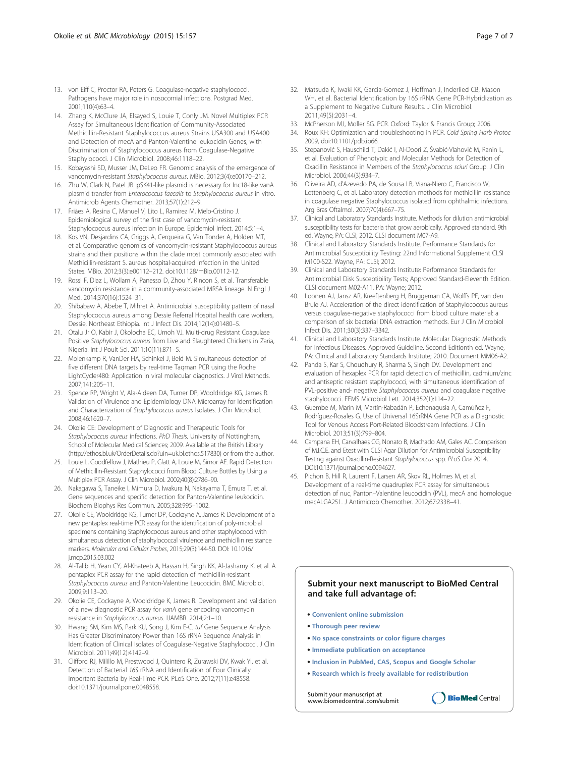13. von Eiff C, Proctor RA, Peters G. Coagulase-negative staphylococci. Pathogens have major role in nosocomial infections. Postgrad Med. 2001;110(4):63–4.
14. Zhang K, McClure JA, Elsayed S, Louie T, Conly JM. Novel Multiplex PCR Assay for Simultaneous Identification of Community-Associated Methicillin-Resistant Staphylococcus aureus Strains USA300 and USA400 and Detection of mecA and Panton-Valentine leukocidin Genes, with Discrimination of Staphylococcus aureus from Coagulase-Negative Staphylococci. J Clin Microbiol. 2008;46:1118–22.
15. Kobayashi SD, Musser JM, DeLeo FR. Genomic analysis of the emergence of vancomycin-resistant *Staphylococcus aureus*. MBio. 2012;3(4):e00170–212.
16. Zhu W, Clark N, Patel JB. pSK41-like plasmid is necessary for Inc18-like vanA plasmid transfer from *Enterococcus faecalis* to *Staphylococcus aureus* in vitro. Antimicrob Agents Chemother. 2013;57(1):212–9.
17. Friães A, Resina C, Manuel V, Lito L, Ramirez M, Melo-Cristino J. Epidemiological survey of the first case of vancomycin-resistant Staphylococcus aureus infection in Europe. Epidemiol Infect. 2014;5:1–4.
18. Kos VN, Desjardins CA, Griggs A, Cerqueira G, Van Tonder A, Holden MT, et al. Comparative genomics of vancomycin-resistant Staphylococcus aureus strains and their positions within the clade most commonly associated with Methicillin-resistant S. aureus hospital-acquired infection in the United States. MBio. 2012;3(3):e00112–212. doi:10.1128/mBio.00112-12.
19. Rossi F, Diaz L, Wollam A, Panesso D, Zhou Y, Rincon S, et al. Transferable vancomycin resistance in a community-associated MRSA lineage. N Engl J Med. 2014;370(16):1524–31.
20. Shibabaw A, Abebe T, Mihret A. Antimicrobial susceptibility pattern of nasal Staphylococcus aureus among Dessie Referral Hospital health care workers, Dessie, Northeast Ethiopia. Int J Infect Dis. 2014;12(14):01480–5.
21. Otalu Jr O, Kabir J, Okolocha EC, Umoh VJ. Multi-drug Resistant Coagulase Positive *Staphylococcus aureus* from Live and Slaughtered Chickens in Zaria, Nigeria. Int J Poult Sci. 2011;10(11):871–5.
22. Molenkamp R, VanDer HA, Schinkel J, Beld M. Simultaneous detection of five different DNA targets by real-time Taqman PCR using the Roche LightCycler480: Application in viral molecular diagnostics. J Virol Methods. 2007;141:205–11.
23. Spence RP, Wright V, Ala-Aldeen DA, Turner DP, Wooldridge KG, James R. Validation of Virulence and Epidemiology DNA Microarray for Identification and Characterization of *Staphylococcus aureus* Isolates. J Clin Microbiol. 2008;46:1620–7.
24. Okolie CE: Development of Diagnostic and Therapeutic Tools for *Staphylococcus aureus* infections. *PhD Thesis.* University of Nottingham, School of Molecular Medical Sciences; 2009. Available at the British Library (http://ethos.bl.uk/OrderDetails.do?uin=uk.bl.ethos.517830) or from the author.
25. Louie L, Goodfellow J, Mathieu P, Glatt A, Louie M, Simor AE. Rapid Detection of Methicillin-Resistant Staphylococci from Blood Culture Bottles by Using a Multiplex PCR Assay. J Clin Microbiol. 2002;40(8):2786–90.
26. Nakagawa S, Taneike I, Mimura D, Iwakura N, Nakayama T, Emura T, et al. Gene sequences and specific detection for Panton-Valentine leukocidin. Biochem Biophys Res Commun. 2005;328:995–1002.
27. Okolie CE, Wooldridge KG, Turner DP, Cockayne A, James R: Development of a new pentaplex real-time PCR assay for the identification of poly-microbial specimens containing Staphylococcus aureus and other staphylococci with simultaneous detection of staphylococcal virulence and methicillin resistance markers. *Molecular and Cellular Probes*, 2015;29(3):144-50. DOI: 10.1016/j.mcp.2015.03.002
28. Al-Talib H, Yean CY, Al-Khateeb A, Hassan H, Singh KK, Al-Jashamy K, et al. A pentaplex PCR assay for the rapid detection of methicillin-resistant *Staphylococcus aureus* and Panton-Valentine Leucocidin. BMC Microbiol. 2009;9:113–20.
29. Okolie CE, Cockayne A, Wooldridge K, James R. Development and validation of a new diagnostic PCR assay for *vanA* gene encoding vancomycin resistance in *Staphylococcus aureus*. IJAMBR. 2014;2:1–10.
30. Hwang SM, Kim MS, Park KU, Song J, Kim E-C. *tuf* Gene Sequence Analysis Has Greater Discriminatory Power than 16S rRNA Sequence Analysis in Identification of Clinical Isolates of Coagulase-Negative Staphylococci. J Clin Microbiol. 2011;49(12):4142–9.
31. Clifford RJ, Milillo M, Prestwood J, Quintero R, Zurawski DV, Kwak YI, et al. Detection of Bacterial *16S* rRNA and Identification of Four Clinically Important Bacteria by Real-Time PCR. PLoS One. 2012;7(11):e48558. doi:10.1371/journal.pone.0048558.
32. Matsuda K, Iwaki KK, Garcia-Gomez J, Hoffman J, Inderlied CB, Mason WH, et al. Bacterial Identification by 16S rRNA Gene PCR-Hybridization as a Supplement to Negative Culture Results. J Clin Microbiol. 2011;49(5):2031–4.
33. McPherson MJ, Moller SG. PCR. Oxford: Taylor & Francis Group; 2006.
34. Roux KH: Optimization and troubleshooting in PCR. *Cold Spring Harb Protoc* 2009, doi:10.1101/pdb.ip66.
35. Stepanović S, Hauschild T, Dakić I, Al-Doori Z, Švabić-Vlahović M, Ranin L, et al. Evaluation of Phenotypic and Molecular Methods for Detection of Oxacillin Resistance in Members of the *Staphylococcus sciuri* Group. J Clin Microbiol. 2006;44(3):934–7.
36. Oliveira AD, d'Azevedo PA, de Sousa LB, Viana-Niero C, Francisco W, Lottenberg C, et al. Laboratory detection methods for methicillin resistance in coagulase negative Staphylococcus isolated from ophthalmic infections. Arq Bras Oftalmol. 2007;70(4):667–75.
37. Clinical and Laboratory Standards Institute. Methods for dilution antimicrobial susceptibility tests for bacteria that grow aerobically. Approved standard. 9th ed. Wayne, PA: CLSI; 2012. CLSI document M07-A9.
38. Clinical and Laboratory Standards Institute. Performance Standards for Antimicrobial Susceptibility Testing: 22nd Informational Supplement CLSI M100-S22. Wayne, PA: CLSI; 2012.
39. Clinical and Laboratory Standards Institute: Performance Standards for Antimicrobial Disk Susceptibility Tests; Approved Standard-Eleventh Edition. CLSI document M02-A11. PA: Wayne; 2012.
40. Loonen AJ, Jansz AR, Kreeftenberg H, Bruggeman CA, Wolffs PF, van den Brule AJ. Acceleration of the direct identification of Staphylococcus aureus versus coagulase-negative staphylococci from blood culture material: a comparison of six bacterial DNA extraction methods. Eur J Clin Microbiol Infect Dis. 2011;30(3):337–3342.
41. Clinical and Laboratory Standards Institute. Molecular Diagnostic Methods for Infectious Diseases. Approved Guideline. Second Editionth ed. Wayne, PA: Clinical and Laboratory Standards Institute; 2010. Document MM06-A2.
42. Panda S, Kar S, Choudhury R, Sharma S, Singh DV. Development and evaluation of hexaplex PCR for rapid detection of methicillin, cadmium/zinc and antiseptic resistant staphylococci, with simultaneous identification of PVL-positive and- negative *Staphylococcus aureus* and coagulase negative staphylococci. FEMS Microbiol Lett. 2014;352(1):114–22.
43. Guembe M, Marín M, Martín-Rabadán P, Echenagusia A, Camúñez F, Rodríguez-Rosales G. Use of Universal 16SrRNA Gene PCR as a Diagnostic Tool for Venous Access Port-Related Bloodstream Infections. J Clin Microbiol. 2013;51(3):799–804.
44. Campana EH, Carvalhaes CG, Nonato B, Machado AM, Gales AC. Comparison of M.I.C.E. and Etest with CLSI Agar Dilution for Antimicrobial Susceptibility Testing against Oxacillin-Resistant *Staphylococcus* spp. *PLoS One* 2014, DOI:10.1371/journal.pone.0094627.
45. Pichon B, Hill R, Laurent F, Larsen AR, Skov RL, Holmes M, et al. Development of a real-time quadruplex PCR assay for simultaneous detection of nuc, Panton–Valentine leucocidin (PVL), mecA and homologue mecALGA251. J Antimicrob Chemother. 2012;67:2338–41.

**Submit your next manuscript to BioMed Central and take full advantage of:**

- **Convenient online submission**
- **Thorough peer review**
- **No space constraints or color figure charges**
- **Immediate publication on acceptance**
- **Inclusion in PubMed, CAS, Scopus and Google Scholar**
- **Research which is freely available for redistribution**

Submit your manuscript at www.biomedcentral.com/submit

BioMed Central